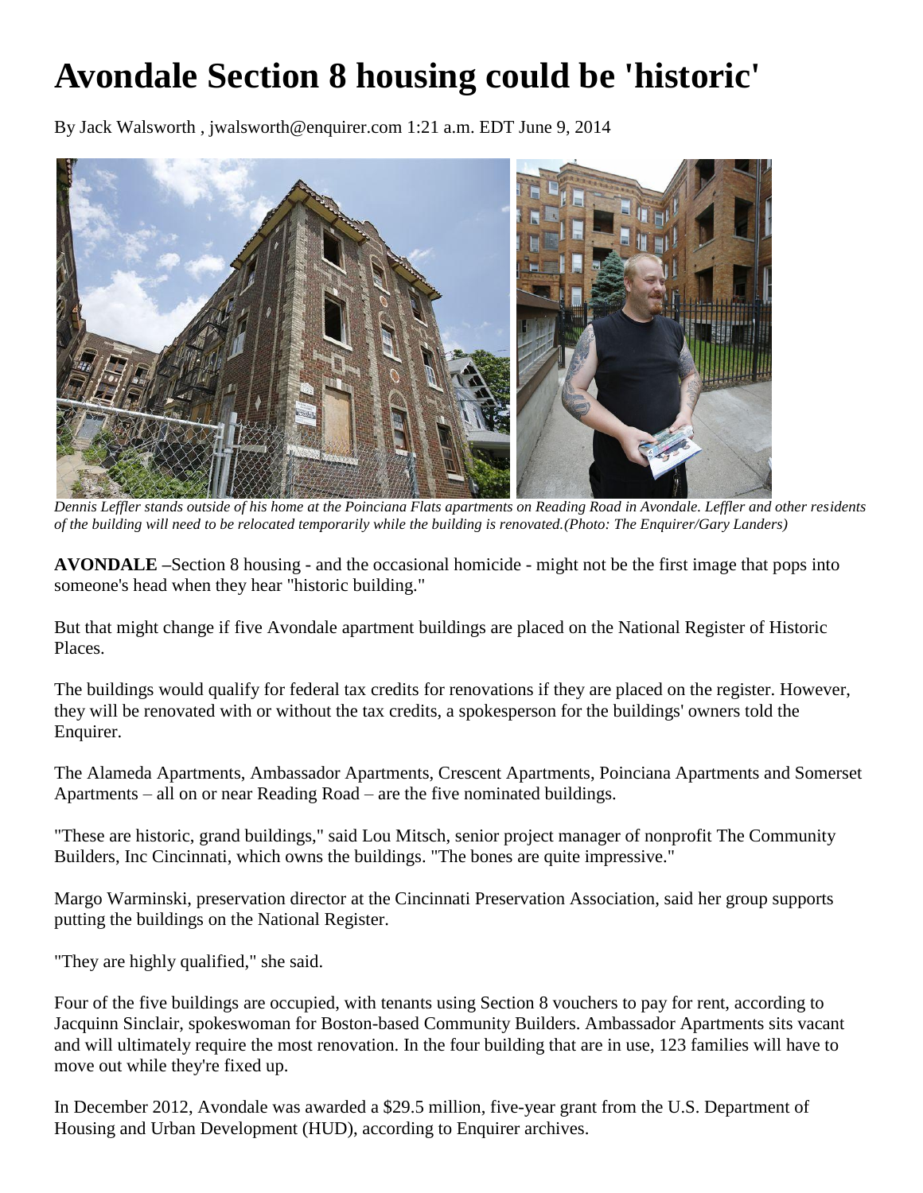# Avondale Section 8 housing could be 'historic'

By Jack Walsworth , jwalsworth@enquirer.com 1:21 a.m. EDT June 9, 2014

*Dennis Leffler stands outside of his home at the Poinciana Flats apartments on Reading Road in Avondale. Leffler and other residents of the building will need to be relocated temporarily while the building is renovated.(Photo: The Enquirer/Gary Landers)*

**AVONDALE** –Section 8 housing - and the occasional homicide - might not be the first image that pops into someone's head when they hear "historic building."

But that might change if five Avondale apartment buildings are placed on the National Register of Historic Places.

The buildings would qualify for federal tax credits for renovations if they are placed on the register. However, they will be renovated with or without the tax credits, a spokesperson for the buildings' owners told the Enquirer.

The Alameda Apartments, Ambassador Apartments, Crescent Apartments, Poinciana Apartments and Somerset Apartments – all on or near Reading Road – are the five nominated buildings.

"These are historic, grand buildings," said Lou Mitsch, senior project manager of nonprofit The Community Builders, Inc Cincinnati, which owns the buildings. "The bones are quite impressive."

Margo Warminski, preservation director at the Cincinnati Preservation Association, said her group supports putting the buildings on the National Register.

"They are highly qualified," she said.

Four of the five buildings are occupied, with tenants using Section 8 vouchers to pay for rent, according to Jacquinn Sinclair, spokeswoman for Boston-based Community Builders. Ambassador Apartments sits vacant and will ultimately require the most renovation. In the four building that are in use, 123 families will have to move out while they're fixed up.

In December 2012, Avondale was awarded a $29.5 million, five-year grant from the U.S. Department of Housing and Urban Development (HUD), according to Enquirer archives.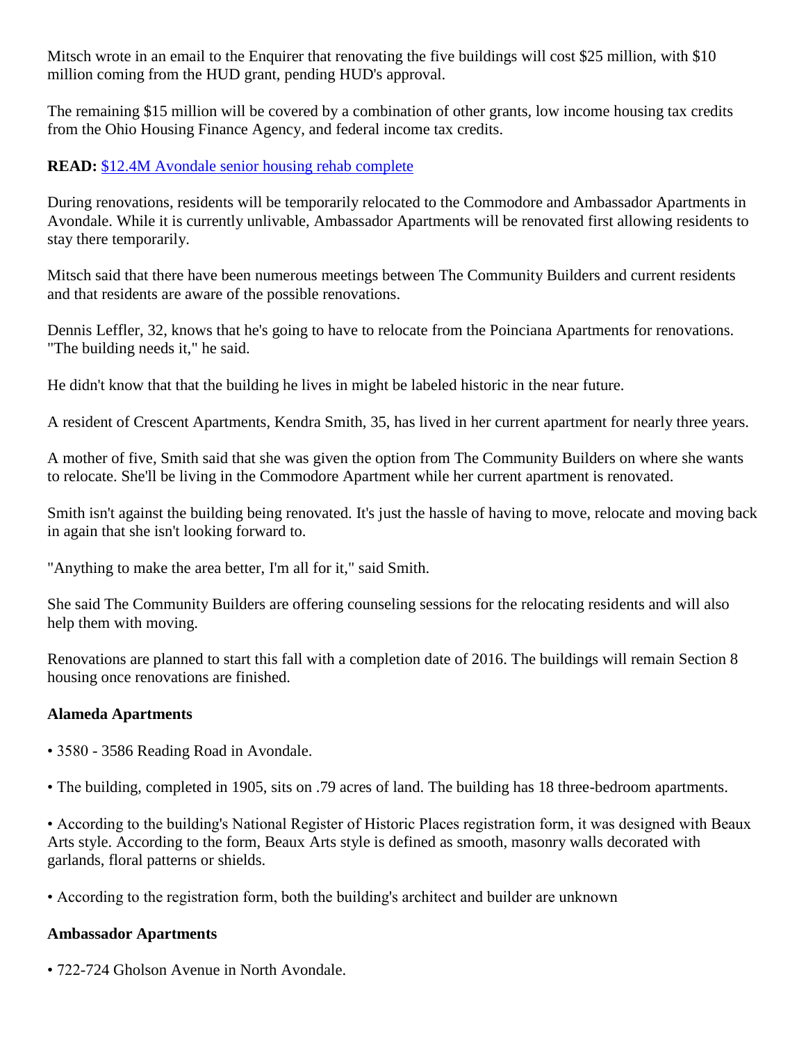Mitsch wrote in an email to the Enquirer that renovating the five buildings will cost $25 million, with $10 million coming from the HUD grant, pending HUD's approval.

The remaining $15 million will be covered by a combination of other grants, low income housing tax credits from the Ohio Housing Finance Agency, and federal income tax credits.

**READ:** [$12.4M Avondale senior housing rehab complete]

During renovations, residents will be temporarily relocated to the Commodore and Ambassador Apartments in Avondale. While it is currently unlivable, Ambassador Apartments will be renovated first allowing residents to stay there temporarily.

Mitsch said that there have been numerous meetings between The Community Builders and current residents and that residents are aware of the possible renovations.

Dennis Leffler, 32, knows that he's going to have to relocate from the Poinciana Apartments for renovations. "The building needs it," he said.

He didn't know that that the building he lives in might be labeled historic in the near future.

A resident of Crescent Apartments, Kendra Smith, 35, has lived in her current apartment for nearly three years.

A mother of five, Smith said that she was given the option from The Community Builders on where she wants to relocate. She'll be living in the Commodore Apartment while her current apartment is renovated.

Smith isn't against the building being renovated. It's just the hassle of having to move, relocate and moving back in again that she isn't looking forward to.

"Anything to make the area better, I'm all for it," said Smith.

She said The Community Builders are offering counseling sessions for the relocating residents and will also help them with moving.

Renovations are planned to start this fall with a completion date of 2016. The buildings will remain Section 8 housing once renovations are finished.

**Alameda Apartments**

• 3580 - 3586 Reading Road in Avondale.

• The building, completed in 1905, sits on .79 acres of land. The building has 18 three-bedroom apartments.

• According to the building's National Register of Historic Places registration form, it was designed with Beaux Arts style. According to the form, Beaux Arts style is defined as smooth, masonry walls decorated with garlands, floral patterns or shields.

• According to the registration form, both the building's architect and builder are unknown

**Ambassador Apartments**

• 722-724 Gholson Avenue in North Avondale.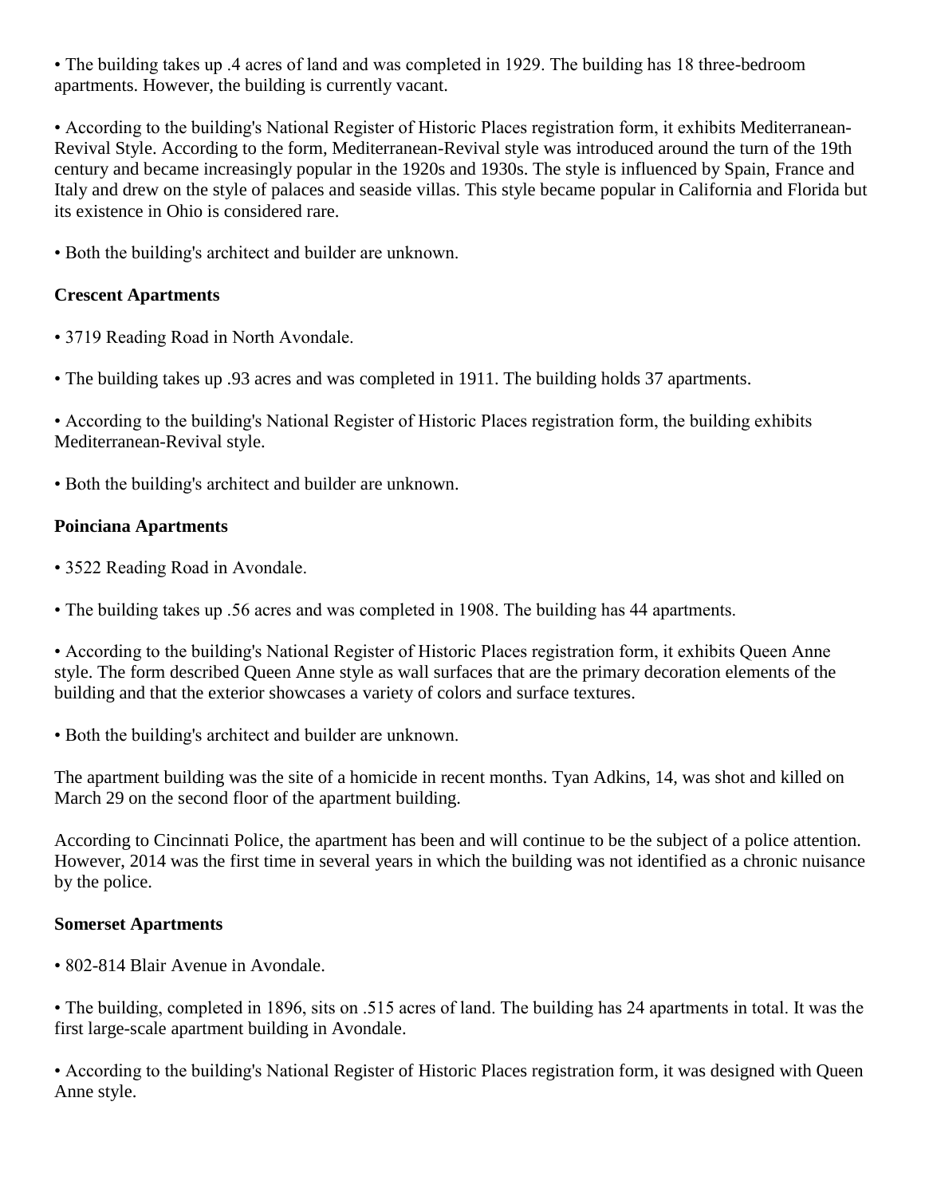• The building takes up .4 acres of land and was completed in 1929. The building has 18 three-bedroom apartments. However, the building is currently vacant.

• According to the building's National Register of Historic Places registration form, it exhibits Mediterranean-Revival Style. According to the form, Mediterranean-Revival style was introduced around the turn of the 19th century and became increasingly popular in the 1920s and 1930s. The style is influenced by Spain, France and Italy and drew on the style of palaces and seaside villas. This style became popular in California and Florida but its existence in Ohio is considered rare.

• Both the building's architect and builder are unknown.

**Crescent Apartments**

• 3719 Reading Road in North Avondale.

• The building takes up .93 acres and was completed in 1911. The building holds 37 apartments.

• According to the building's National Register of Historic Places registration form, the building exhibits Mediterranean-Revival style.

• Both the building's architect and builder are unknown.

**Poinciana Apartments**

• 3522 Reading Road in Avondale.

• The building takes up .56 acres and was completed in 1908. The building has 44 apartments.

• According to the building's National Register of Historic Places registration form, it exhibits Queen Anne style. The form described Queen Anne style as wall surfaces that are the primary decoration elements of the building and that the exterior showcases a variety of colors and surface textures.

• Both the building's architect and builder are unknown.

The apartment building was the site of a homicide in recent months. Tyan Adkins, 14, was shot and killed on March 29 on the second floor of the apartment building.

According to Cincinnati Police, the apartment has been and will continue to be the subject of a police attention. However, 2014 was the first time in several years in which the building was not identified as a chronic nuisance by the police.

**Somerset Apartments**

• 802-814 Blair Avenue in Avondale.

• The building, completed in 1896, sits on .515 acres of land. The building has 24 apartments in total. It was the first large-scale apartment building in Avondale.

• According to the building's National Register of Historic Places registration form, it was designed with Queen Anne style.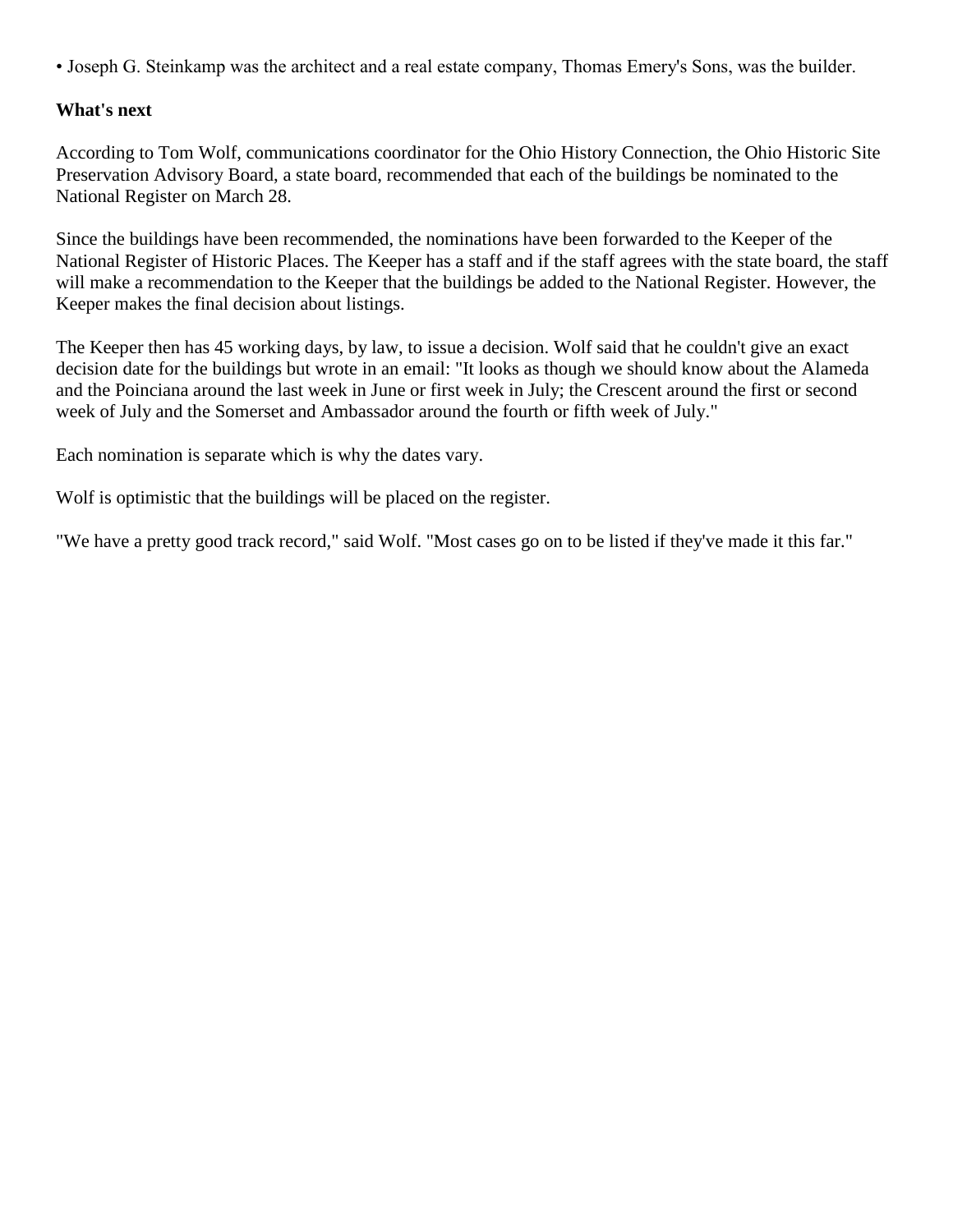• Joseph G. Steinkamp was the architect and a real estate company, Thomas Emery's Sons, was the builder.

**What's next**

According to Tom Wolf, communications coordinator for the Ohio History Connection, the Ohio Historic Site Preservation Advisory Board, a state board, recommended that each of the buildings be nominated to the National Register on March 28.

Since the buildings have been recommended, the nominations have been forwarded to the Keeper of the National Register of Historic Places. The Keeper has a staff and if the staff agrees with the state board, the staff will make a recommendation to the Keeper that the buildings be added to the National Register. However, the Keeper makes the final decision about listings.

The Keeper then has 45 working days, by law, to issue a decision. Wolf said that he couldn't give an exact decision date for the buildings but wrote in an email: "It looks as though we should know about the Alameda and the Poinciana around the last week in June or first week in July; the Crescent around the first or second week of July and the Somerset and Ambassador around the fourth or fifth week of July."

Each nomination is separate which is why the dates vary.

Wolf is optimistic that the buildings will be placed on the register.

"We have a pretty good track record," said Wolf. "Most cases go on to be listed if they've made it this far."